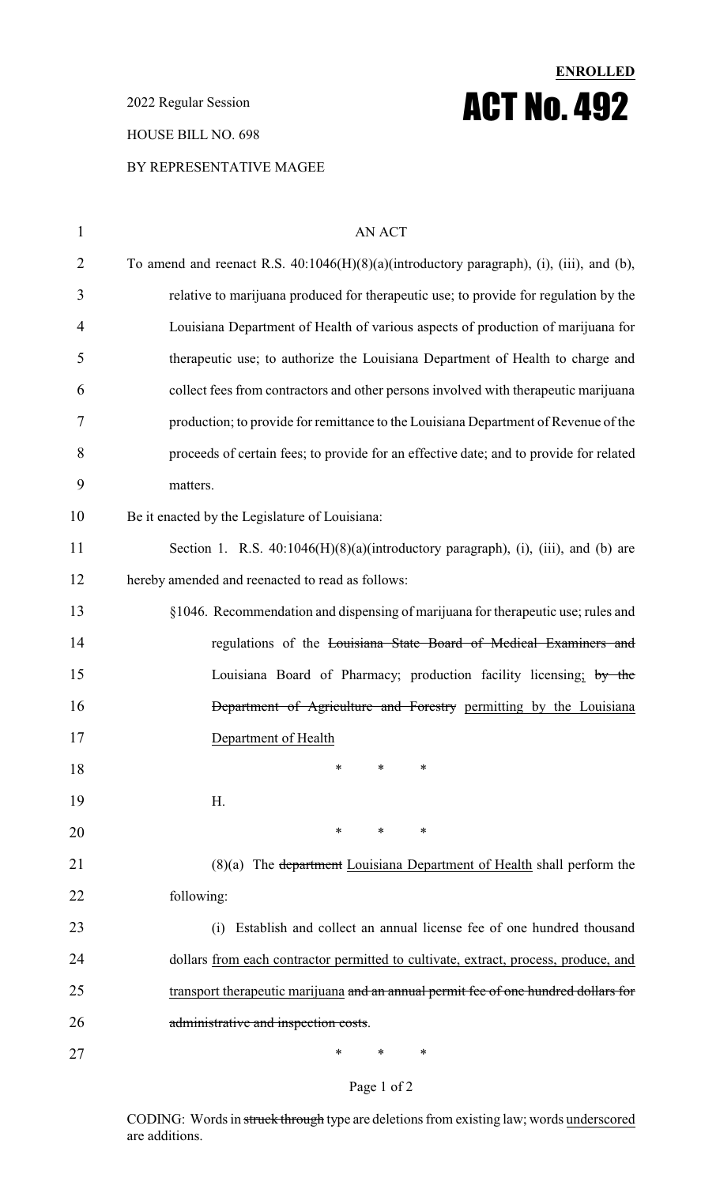**ENROLLED**

2022 Regular Session

# ACT No. 492

HOUSE BILL NO. 698

BY REPRESENTATIVE MAGEE

AN ACT

To amend and reenact R.S. 40:1046(H)(8)(a)(introductory paragraph), (i), (iii), and (b), relative to marijuana produced for therapeutic use; to provide for regulation by the Louisiana Department of Health of various aspects of production of marijuana for therapeutic use; to authorize the Louisiana Department of Health to charge and collect fees from contractors and other persons involved with therapeutic marijuana production; to provide for remittance to the Louisiana Department of Revenue of the proceeds of certain fees; to provide for an effective date; and to provide for related matters.

Be it enacted by the Legislature of Louisiana:

Section 1. R.S. 40:1046(H)(8)(a)(introductory paragraph), (i), (iii), and (b) are hereby amended and reenacted to read as follows:

§1046. Recommendation and dispensing of marijuana for therapeutic use; rules and regulations of the ~~Louisiana State Board of Medical Examiners and~~ Louisiana Board of Pharmacy; production facility licensing; ~~by the Department of Agriculture and Forestry~~ permitting by the Louisiana Department of Health

\* \* \*

H.

\* \* \*

(8)(a) The ~~department~~ Louisiana Department of Health shall perform the following:

(i) Establish and collect an annual license fee of one hundred thousand dollars from each contractor permitted to cultivate, extract, process, produce, and transport therapeutic marijuana ~~and an annual permit fee of one hundred dollars for administrative and inspection costs~~.

\* \* \*

CODING: Words in ~~struck through~~ type are deletions from existing law; words underscored are additions.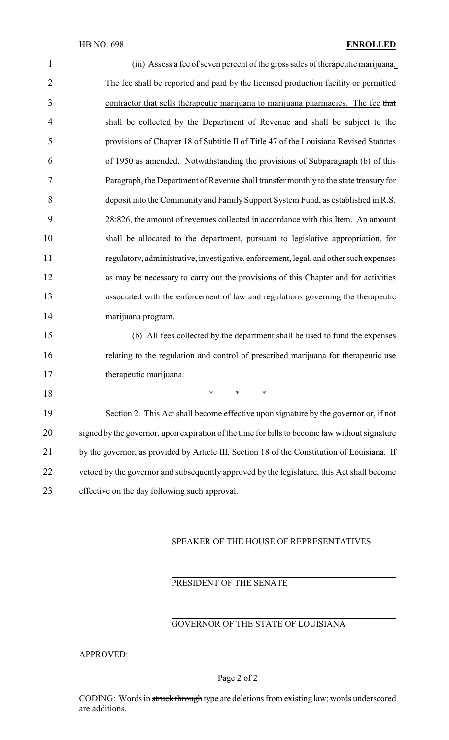(iii) Assess a fee of seven percent of the gross sales of therapeutic marijuana. The fee shall be reported and paid by the licensed production facility or permitted contractor that sells therapeutic marijuana to marijuana pharmacies. The fee ~~that~~ shall be collected by the Department of Revenue and shall be subject to the provisions of Chapter 18 of Subtitle II of Title 47 of the Louisiana Revised Statutes of 1950 as amended. Notwithstanding the provisions of Subparagraph (b) of this Paragraph, the Department of Revenue shall transfer monthly to the state treasury for deposit into the Community and Family Support System Fund, as established in R.S. 28:826, the amount of revenues collected in accordance with this Item. An amount shall be allocated to the department, pursuant to legislative appropriation, for regulatory, administrative, investigative, enforcement, legal, and other such expenses as may be necessary to carry out the provisions of this Chapter and for activities associated with the enforcement of law and regulations governing the therapeutic marijuana program.

(b) All fees collected by the department shall be used to fund the expenses relating to the regulation and control of ~~prescribed marijuana for therapeutic use~~ therapeutic marijuana.

\* \* \*

Section 2. This Act shall become effective upon signature by the governor or, if not signed by the governor, upon expiration of the time for bills to become law without signature by the governor, as provided by Article III, Section 18 of the Constitution of Louisiana. If vetoed by the governor and subsequently approved by the legislature, this Act shall become effective on the day following such approval.

SPEAKER OF THE HOUSE OF REPRESENTATIVES

PRESIDENT OF THE SENATE

GOVERNOR OF THE STATE OF LOUISIANA

APPROVED: \_\_\_\_\_\_\_\_\_\_\_\_\_\_\_\_\_\_

CODING: Words in ~~struck through~~ type are deletions from existing law; words underscored are additions.